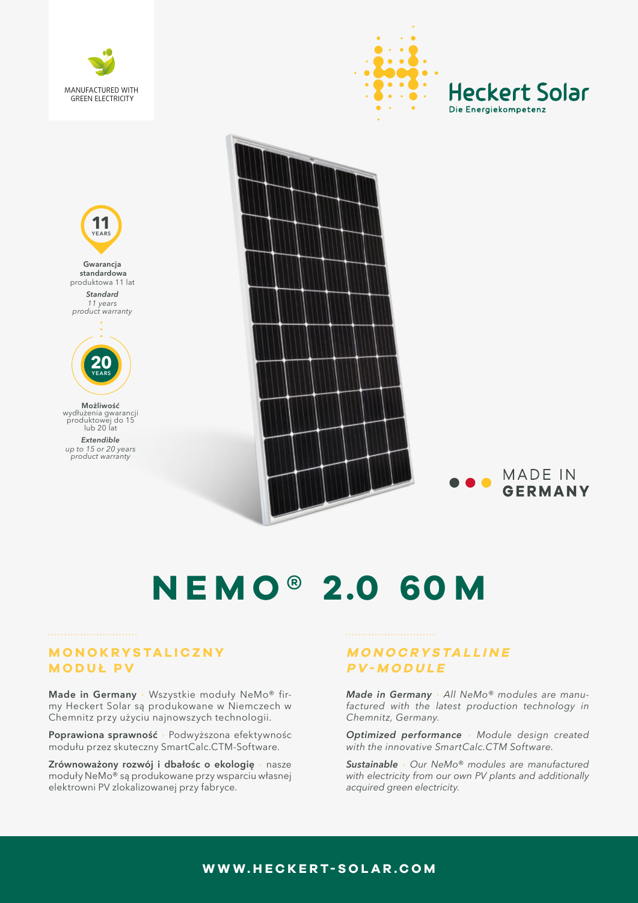MANUFACTURED WITH GREEN ELECTRICITY

Heckert Solar
Die Energiekompetenz

11 YEARS

**Gwarancja standardowa** produktowa 11 lat

***Standard*** *11 years product warranty*

20 YEARS

**Możliwość** wydłużenia gwarancji produktowej do 15 lub 20 lat

***Extendible*** *up to 15 or 20 years product warranty*

MADE IN **GERMANY**

# NEMO® 2.0 60M

## MONOKRYSTALICZNY MODUŁ PV

**Made in Germany** · Wszystkie moduły NeMo® firmy Heckert Solar są produkowane w Niemczech w Chemnitz przy użyciu najnowszych technologii.

**Poprawiona sprawność** · Podwyższona efektywnośc modułu przez skuteczny SmartCalc.CTM-Software.

**Zrównoważony rozwój i dbałośc o ekologię** · nasze moduły NeMo® są produkowane przy wsparciu własnej elektrowni PV zlokalizowanej przy fabryce.

## *MONOCRYSTALLINE PV-MODULE*

***Made in Germany*** · *All NeMo® modules are manufactured with the latest production technology in Chemnitz, Germany.*

***Optimized performance*** · *Module design created with the innovative SmartCalc.CTM Software.*

***Sustainable*** · *Our NeMo® modules are manufactured with electricity from our own PV plants and additionally acquired green electricity.*

**WWW.HECKERT-SOLAR.COM**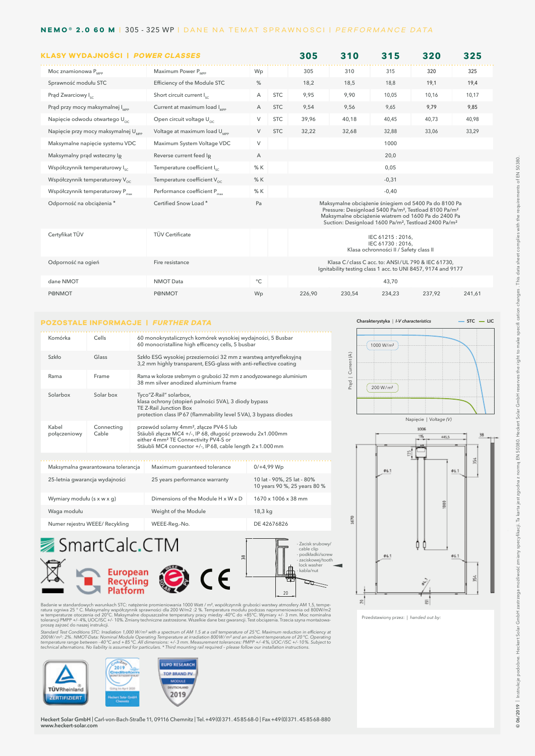**NEMO® 2.0 60 M** | 305 - 325 WP | DANE NA TEMAT SPRAWNOSCI | *PERFORMANCE DATA*

## KLASY WYDAJNOŚCI | *POWER CLASSES*

| | | | | 305 | 310 | 315 | 320 | 325 |
|---|---|---|---|---|---|---|---|---|
| Moc znamionowa $P_{MPP}$ | Maximum Power $P_{MPP}$ | Wp | | 305 | 310 | 315 | 320 | 325 |
| Sprawność modułu STC | Efficiency of the Module STC | % | | 18,2 | 18,5 | 18,8 | 19,1 | 19,4 |
| Prąd Zwarciowy $I_{SC}$ | Short circuit current $I_{SC}$ | A | STC | 9,95 | 9,90 | 10,05 | 10,16 | 10,17 |
| Prąd przy mocy maksymalnej $I_{MPP}$ | Current at maximum load $I_{MPP}$ | A | STC | 9,54 | 9,56 | 9,65 | 9,79 | 9,85 |
| Napięcie odwodu otwartego $U_{OC}$ | Open circuit voltage $U_{OC}$ | V | STC | 39,96 | 40,18 | 40,45 | 40,73 | 40,98 |
| Napięcie przy mocy maksymalnej $U_{MPP}$ | Voltage at maximum load $U_{MPP}$ | V | STC | 32,22 | 32,68 | 32,88 | 33,06 | 33,29 |
| Maksymalne napięcie systemu VDC | Maximum System Voltage VDC | V | | 1000 | | | | |
| Maksymalny prąd wsteczny $I_R$ | Reverse current feed $I_R$ | A | | 20,0 | | | | |
| Współczynnik temperaturowy $I_{SC}$ | Temperature coefficient $I_{SC}$ | % K | | 0,05 | | | | |
| Współczynnik temperaturowy $V_{OC}$ | Temperature coefficient $V_{OC}$ | % K | | -0,31 | | | | |
| Współczynnik temperaturowy $P_{max}$ | Performance coefficient $P_{max}$ | % K | | -0,40 | | | | |
| Odporność na obciążenia * | Certified Snow Load * | Pa | | Maksymalne obciążenie śniegiem od 5400 Pa do 8100 Pa<br>Pressure: Designload 5400 Pa/m², Testload 8100 Pa/m²<br>Maksymalne obciążenie wiatrem od 1600 Pa do 2400 Pa<br>Suction: Designload 1600 Pa/m², Testload 2400 Pa/m² | | | | |
| Certyfikat TÜV | TÜV Certificate | | | IEC 61215 : 2016,<br>IEC 61730 : 2016,<br>Klasa ochronności II / Safety class II | | | | |
| Odporność na ogień | Fire resistance | | | Klasa C / class C acc. to: ANSI / UL 790 & IEC 61730,<br>Ignitability testing class 1 acc. to UNI 8457, 9174 and 9177 | | | | |
| dane NMOT | NMOT Data | °C | | 43,70 | | | | |
| P@NMOT | P@NMOT | Wp | | 226,90 | 230,54 | 234,23 | 237,92 | 241,61 |

## POZOSTAŁE INFORMACJE | *FURTHER DATA*

| | | |
|---|---|---|
| Komórka | Cells | 60 monokrystalicznych komórek wysokiej wydajności, 5 Busbar<br>60 monocristalline high efficency cells, 5 busbar |
| Szkło | Glass | Szkło ESG wysokiej przezierności 32 mm z warstwą antyrefleksyjną<br>3,2 mm highly transparent, ESG-glass with anti-reflective coating |
| Rama | Frame | Rama w kolorze srebrnym o grubości 32 mm z anodyzowanego aluminium<br>38 mm silver anodized aluminium frame |
| Solarbox | Solar box | Tyco"Z-Rail" solarbox,<br>klasa ochrony (stopień palności 5VA), 3 diody bypass<br>TE Z-Rail Junction Box<br>protection class IP 67 (flammability level 5VA), 3 bypass diodes |
| Kabel połączeniowy | Connecting Cable | przewód solarny 4mm², złącze PV4-S lub<br>Stäubli złącze MC4 +/-, IP 68, długość przewodu 2x1.000mm<br>either 4 mm² TE Connectivity PV4-S or<br>Stäubli MC4 connector +/-, IP 68, cable length 2 x 1.000 mm |

| | | |
|---|---|---|
| Maksymalna gwarantowana tolerancja | Maximum guaranteed tolerance | 0/+4,99 Wp |
| 25-letnia gwarancja wydajności | 25 years performance warranty | 10 lat - 90%, 25 lat - 80%<br>10 years 90 %, 25 years 80 % |
| Wymiary modułu (s x w x g) | Dimensions of the Module H x W x D | 1670 x 1006 x 38 mm |
| Waga modułu | Weight of the Module | 18,3 kg |
| Numer rejestru WEEE/ Recykling | WEEE-Reg.-No. | DE 42676826 |

Charakterystyka | *I-V characteristics*

STC — LIC

1000 W/m²

200 W/m²

Prąd | *Current (A)*

Napięcie | *Voltage (V)*

1006
115
445,5
38
175
354
1670
1000
354
Φ6,1
Φ6,1
Φ6,1
Φ6,1
20

- Zacisk srubowy/ cable clip
- podkładki/screw
- zaciskowej/tooth lock washer
- kabla/nut

38
20

SmartCalc.CTM

European Recycling Platform

Badanie w standardowych warunkach STC: natężenie promieniowania 1000 Watt / m², współczynnik grubości warstwy atmosfery AM 1,5, temperatura ogniwa 25 ° C. Maksymalny współczynnik sprawności dla 200 W/m2 :2 %. Temperatura modułu podczas napromieniowania od 800W/m2 w temperaturze otoczenia od 20°C. Maksymalne dopuszczalne temperatury pracy miedzy -40°C do +85°C. Wymiary +/- 3 mm. Moc nominalna tolerancji PMPP +/- 4%, UOC/ISC +/- 10%. Zmiany techniczne zastrzeżone. Wszelkie dane bez gwarancji. Trzecia szyna montażowa- proszę zapoznać się z naszej instrukcji.

*Standard Test Conditions STC: Irradiation 1,000 W/m² with a spectrum of AM 1.5 at a cell temperature of 25°C. Maximum reduction in efficiency at 200 W/m²: 2%. NMOT-Data: Nominal Module Operating Temperature at irradiation 800 W/m² and an ambient temperature of 20 °C. Operating temperature range between - 40 °C and + 85 °C. All dimensions: +/- 3 mm. Measurement tolerances: PMPP +/- 4 %, UOC/ISC +/- 10 %. Subject to technical alternations. No liability is assumed for particulars. * Third mounting rail required - please follow our installation instructions.*

TÜVRheinland ZERTIFIZIERT

2019 Creditreform

EUPD RESEARCH TOP BRAND PV MODULE DEUTSCHLAND 2019

Przedstawiony przez: | *handed out by:*

**Heckert Solar GmbH** | Carl-von-Bach-Straße 11, 09116 Chemnitz | Tel. +49 (0) 371 . 45 85 68-0 | Fax +49 (0) 371 . 45 85 68-880
**www.heckert-solar.com**

© 06/2019 | Instrukcje podobne. Heckert Solar GmbH zastrzega możliwość zmiany specyfikacji. Ta karta jest zgodna z normą EN 50380. Heckert Solar GmbH reserves the right to make specification changes. This data sheet complies with the requirements of EN 50380.